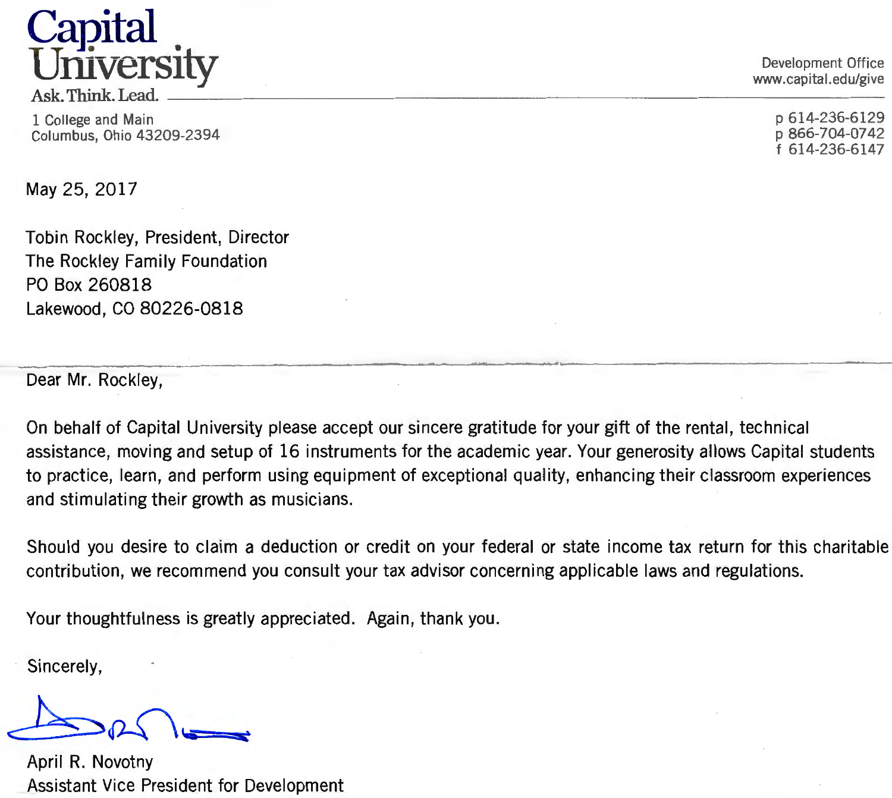# Capital University

Ask. Think. Lead.

1 College and Main
Columbus, Ohio 43209-2394

Development Office
www.capital.edu/give

p 614-236-6129
p 866-704-0742
f 614-236-6147

May 25, 2017

Tobin Rockley, President, Director
The Rockley Family Foundation
PO Box 260818
Lakewood, CO 80226-0818

Dear Mr. Rockley,

On behalf of Capital University please accept our sincere gratitude for your gift of the rental, technical assistance, moving and setup of 16 instruments for the academic year. Your generosity allows Capital students to practice, learn, and perform using equipment of exceptional quality, enhancing their classroom experiences and stimulating their growth as musicians.

Should you desire to claim a deduction or credit on your federal or state income tax return for this charitable contribution, we recommend you consult your tax advisor concerning applicable laws and regulations.

Your thoughtfulness is greatly appreciated. Again, thank you.

Sincerely,

April R. Novotny
Assistant Vice President for Development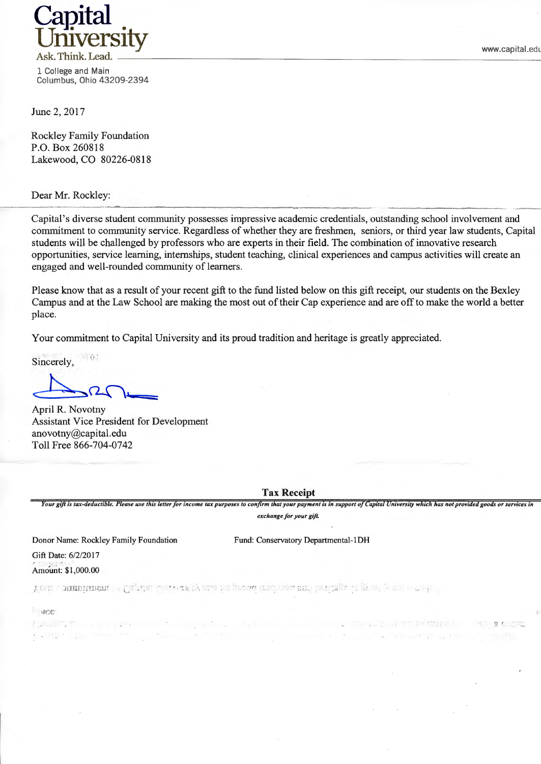# Capital University

Ask. Think. Lead.

1 College and Main
Columbus, Ohio 43209-2394

www.capital.edu

June 2, 2017

Rockley Family Foundation
P.O. Box 260818
Lakewood, CO 80226-0818

Dear Mr. Rockley:

Capital's diverse student community possesses impressive academic credentials, outstanding school involvement and commitment to community service. Regardless of whether they are freshmen, seniors, or third year law students, Capital students will be challenged by professors who are experts in their field. The combination of innovative research opportunities, service learning, internships, student teaching, clinical experiences and campus activities will create an engaged and well-rounded community of learners.

Please know that as a result of your recent gift to the fund listed below on this gift receipt, our students on the Bexley Campus and at the Law School are making the most out of their Cap experience and are off to make the world a better place.

Your commitment to Capital University and its proud tradition and heritage is greatly appreciated.

Sincerely,

April R. Novotny
Assistant Vice President for Development
anovotny@capital.edu
Toll Free 866-704-0742

## Tax Receipt

*Your gift is tax-deductible. Please use this letter for income tax purposes to confirm that your payment is in support of Capital University which has not provided goods or services in exchange for your gift.*

Donor Name: Rockley Family Foundation

Fund: Conservatory Departmental-1DH

Gift Date: 6/2/2017

Amount: $1,000.00